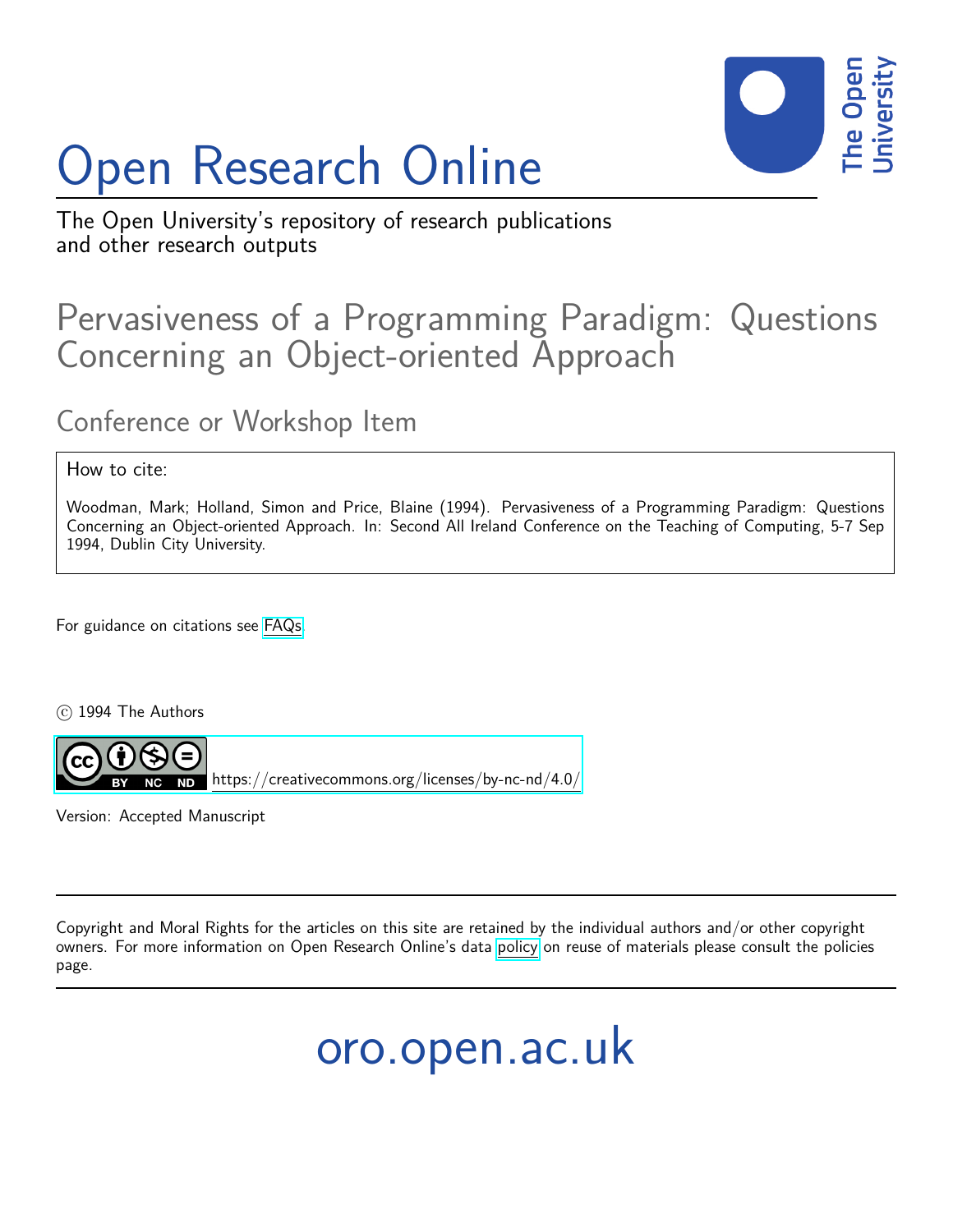# Open Research Online

The Open University's repository of research publications and other research outputs

## Pervasiveness of a Programming Paradigm: Questions Concerning an Object-oriented Approach

### Conference or Workshop Item

How to cite:

Woodman, Mark; Holland, Simon and Price, Blaine (1994). Pervasiveness of a Programming Paradigm: Questions Concerning an Object-oriented Approach. In: Second All Ireland Conference on the Teaching of Computing, 5-7 Sep 1994, Dublin City University.

For guidance on citations see FAQs.

© 1994 The Authors

https://creativecommons.org/licenses/by-nc-nd/4.0/

Version: Accepted Manuscript

Copyright and Moral Rights for the articles on this site are retained by the individual authors and/or other copyright owners. For more information on Open Research Online's data policy on reuse of materials please consult the policies page.

oro.open.ac.uk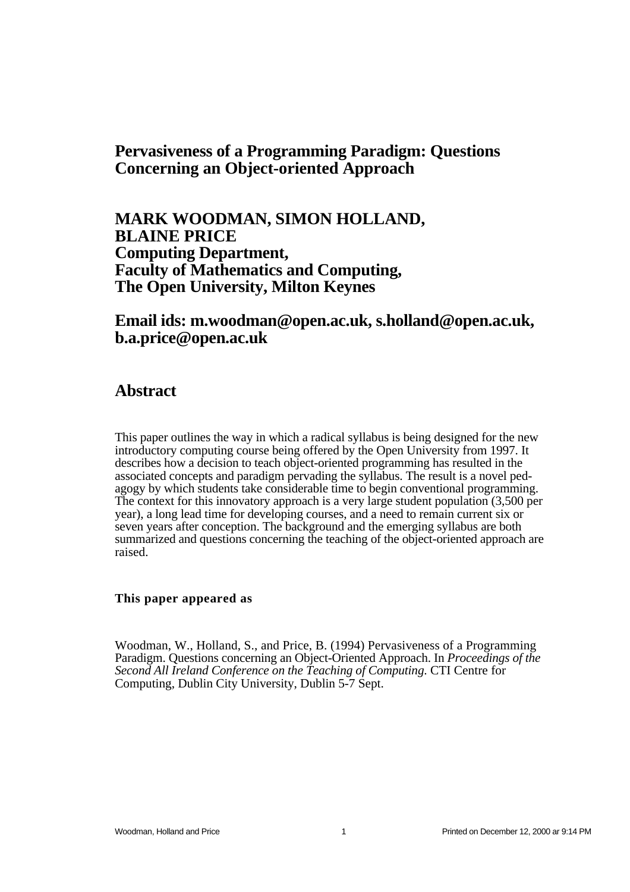# Pervasiveness of a Programming Paradigm: Questions Concerning an Object-oriented Approach

**MARK WOODMAN, SIMON HOLLAND, BLAINE PRICE**
**Computing Department,**
**Faculty of Mathematics and Computing,**
**The Open University, Milton Keynes**

**Email ids: m.woodman@open.ac.uk, s.holland@open.ac.uk, b.a.price@open.ac.uk**

## Abstract

This paper outlines the way in which a radical syllabus is being designed for the new introductory computing course being offered by the Open University from 1997. It describes how a decision to teach object-oriented programming has resulted in the associated concepts and paradigm pervading the syllabus. The result is a novel pedagogy by which students take considerable time to begin conventional programming. The context for this innovatory approach is a very large student population (3,500 per year), a long lead time for developing courses, and a need to remain current six or seven years after conception. The background and the emerging syllabus are both summarized and questions concerning the teaching of the object-oriented approach are raised.

**This paper appeared as**

Woodman, W., Holland, S., and Price, B. (1994) Pervasiveness of a Programming Paradigm. Questions concerning an Object-Oriented Approach. In *Proceedings of the Second All Ireland Conference on the Teaching of Computing.* CTI Centre for Computing, Dublin City University, Dublin 5-7 Sept.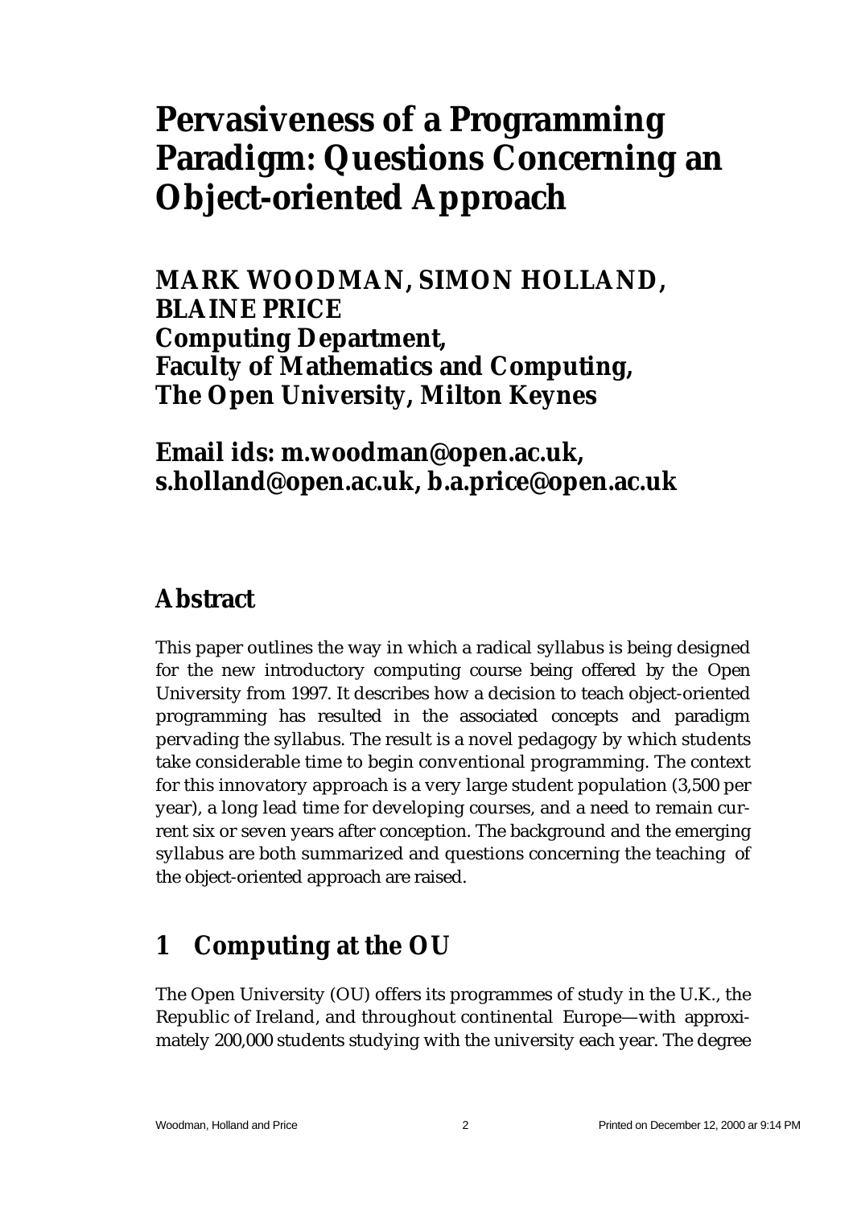# Pervasiveness of a Programming Paradigm: Questions Concerning an Object-oriented Approach

**MARK WOODMAN, SIMON HOLLAND, BLAINE PRICE**
**Computing Department,**
**Faculty of Mathematics and Computing,**
**The Open University, Milton Keynes**

**Email ids: m.woodman@open.ac.uk, s.holland@open.ac.uk, b.a.price@open.ac.uk**

## Abstract

This paper outlines the way in which a radical syllabus is being designed for the new introductory computing course being offered by the Open University from 1997. It describes how a decision to teach object-oriented programming has resulted in the associated concepts and paradigm pervading the syllabus. The result is a novel pedagogy by which students take considerable time to begin conventional programming. The context for this innovatory approach is a very large student population (3,500 per year), a long lead time for developing courses, and a need to remain current six or seven years after conception. The background and the emerging syllabus are both summarized and questions concerning the teaching of the object-oriented approach are raised.

## 1 Computing at the OU

The Open University (OU) offers its programmes of study in the U.K., the Republic of Ireland, and throughout continental Europe—with approximately 200,000 students studying with the university each year. The degree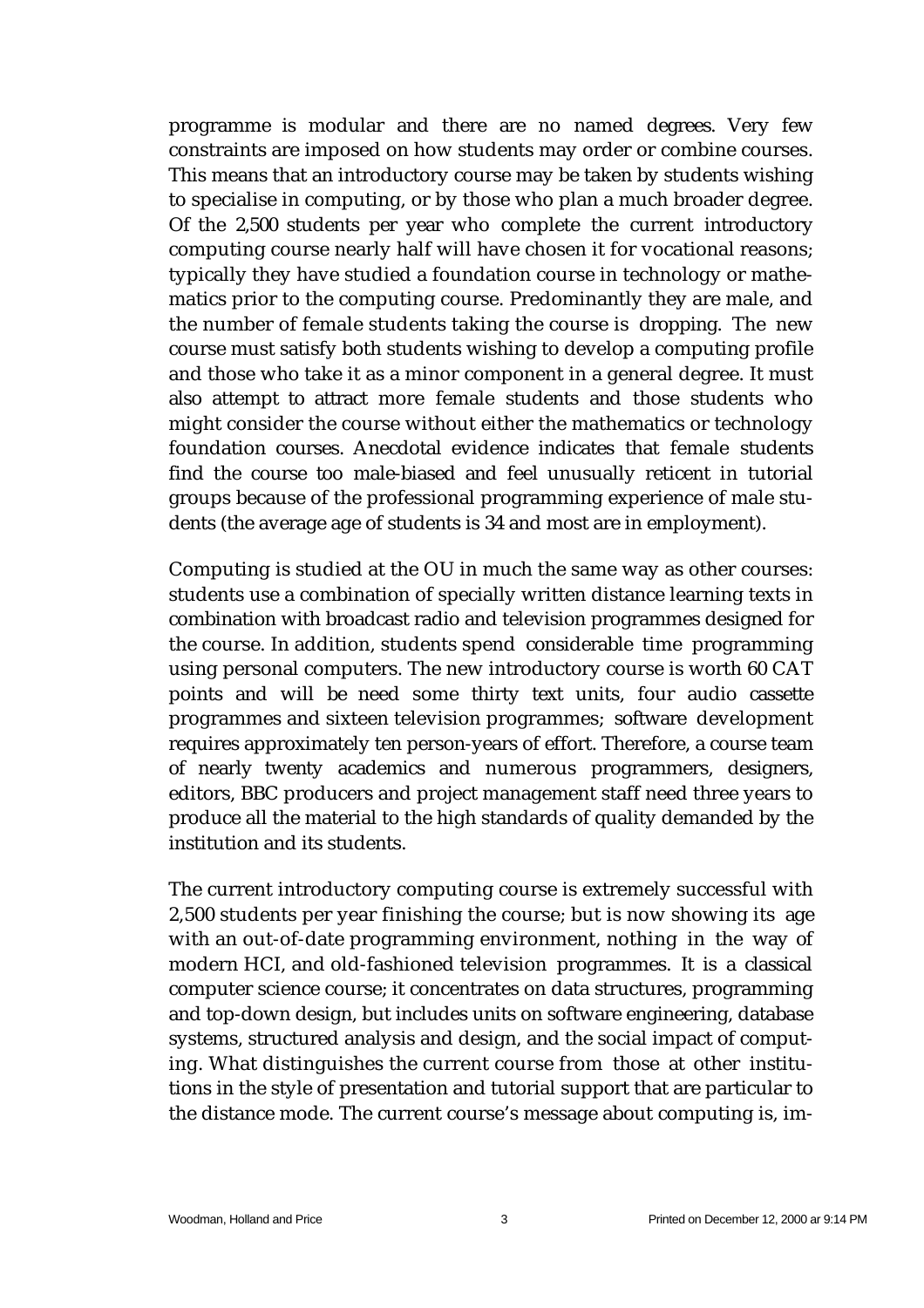programme is modular and there are no named degrees. Very few constraints are imposed on how students may order or combine courses. This means that an introductory course may be taken by students wishing to specialise in computing, or by those who plan a much broader degree. Of the 2,500 students per year who complete the current introductory computing course nearly half will have chosen it for vocational reasons; typically they have studied a foundation course in technology or mathematics prior to the computing course. Predominantly they are male, and the number of female students taking the course is dropping. The new course must satisfy both students wishing to develop a computing profile and those who take it as a minor component in a general degree. It must also attempt to attract more female students and those students who might consider the course without either the mathematics or technology foundation courses. Anecdotal evidence indicates that female students find the course too male-biased and feel unusually reticent in tutorial groups because of the professional programming experience of male students (the average age of students is 34 and most are in employment).

Computing is studied at the OU in much the same way as other courses: students use a combination of specially written distance learning texts in combination with broadcast radio and television programmes designed for the course. In addition, students spend considerable time programming using personal computers. The new introductory course is worth 60 CAT points and will be need some thirty text units, four audio cassette programmes and sixteen television programmes; software development requires approximately ten person-years of effort. Therefore, a course team of nearly twenty academics and numerous programmers, designers, editors, BBC producers and project management staff need three years to produce all the material to the high standards of quality demanded by the institution and its students.

The current introductory computing course is extremely successful with 2,500 students per year finishing the course; but is now showing its age with an out-of-date programming environment, nothing in the way of modern HCI, and old-fashioned television programmes. It is a classical computer science course; it concentrates on data structures, programming and top-down design, but includes units on software engineering, database systems, structured analysis and design, and the social impact of computing. What distinguishes the current course from those at other institutions in the style of presentation and tutorial support that are particular to the distance mode. The current course's message about computing is, im-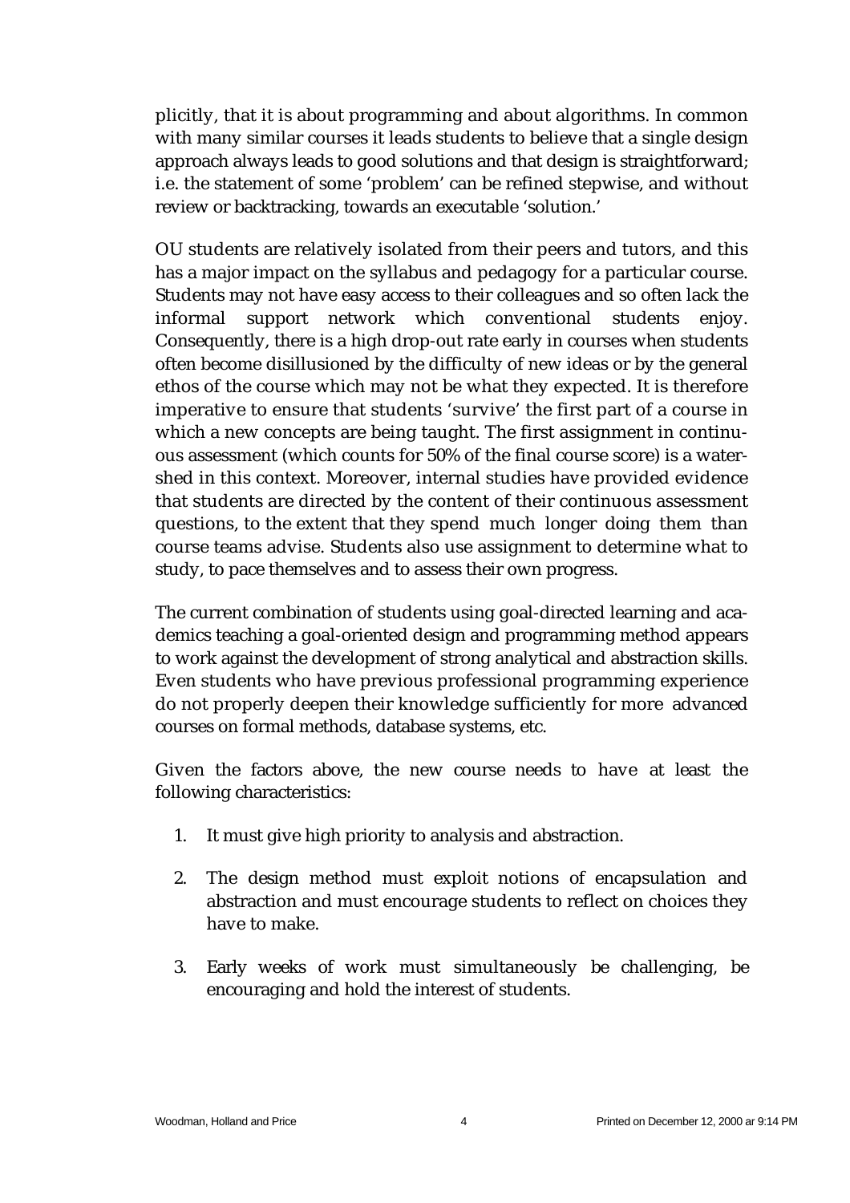plicitly, that it is about programming and about algorithms. In common with many similar courses it leads students to believe that a single design approach always leads to good solutions and that design is straightforward; i.e. the statement of some 'problem' can be refined stepwise, and without review or backtracking, towards an executable 'solution.'

OU students are relatively isolated from their peers and tutors, and this has a major impact on the syllabus and pedagogy for a particular course. Students may not have easy access to their colleagues and so often lack the informal support network which conventional students enjoy. Consequently, there is a high drop-out rate early in courses when students often become disillusioned by the difficulty of new ideas or by the general ethos of the course which may not be what they expected. It is therefore imperative to ensure that students 'survive' the first part of a course in which a new concepts are being taught. The first assignment in continuous assessment (which counts for 50% of the final course score) is a watershed in this context. Moreover, internal studies have provided evidence that students are directed by the content of their continuous assessment questions, to the extent that they spend much longer doing them than course teams advise. Students also use assignment to determine what to study, to pace themselves and to assess their own progress.

The current combination of students using goal-directed learning and academics teaching a goal-oriented design and programming method appears to work against the development of strong analytical and abstraction skills. Even students who have previous professional programming experience do not properly deepen their knowledge sufficiently for more advanced courses on formal methods, database systems, etc.

Given the factors above, the new course needs to have at least the following characteristics:

1. It must give high priority to analysis and abstraction.
2. The design method must exploit notions of encapsulation and abstraction and must encourage students to reflect on choices they have to make.
3. Early weeks of work must simultaneously be challenging, be encouraging and hold the interest of students.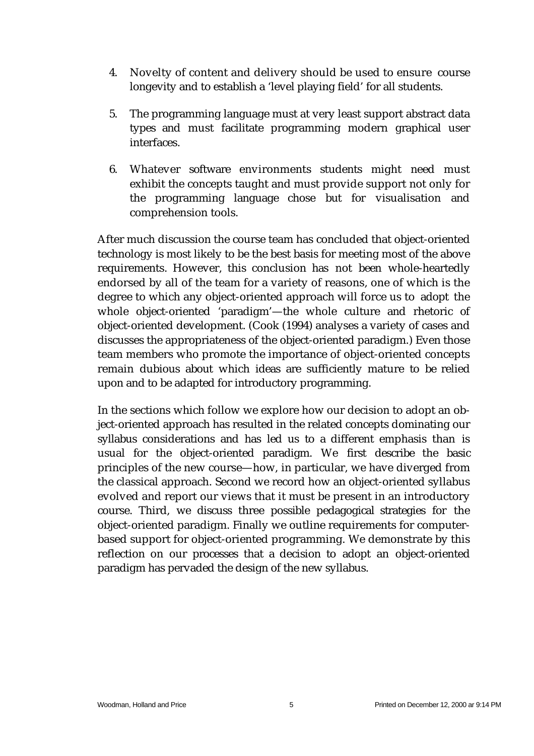4. Novelty of content and delivery should be used to ensure course longevity and to establish a 'level playing field' for all students.

5. The programming language must at very least support abstract data types and must facilitate programming modern graphical user interfaces.

6. Whatever software environments students might need must exhibit the concepts taught and must provide support not only for the programming language chose but for visualisation and comprehension tools.

After much discussion the course team has concluded that object-oriented technology is most likely to be the best basis for meeting most of the above requirements. However, this conclusion has not been whole-heartedly endorsed by all of the team for a variety of reasons, one of which is the degree to which any object-oriented approach will force us to adopt the whole object-oriented 'paradigm'—the whole culture and rhetoric of object-oriented development. (Cook (1994) analyses a variety of cases and discusses the appropriateness of the object-oriented paradigm.) Even those team members who promote the importance of object-oriented concepts remain dubious about which ideas are sufficiently mature to be relied upon and to be adapted for introductory programming.

In the sections which follow we explore how our decision to adopt an object-oriented approach has resulted in the related concepts dominating our syllabus considerations and has led us to a different emphasis than is usual for the object-oriented paradigm. We first describe the basic principles of the new course—how, in particular, we have diverged from the classical approach. Second we record how an object-oriented syllabus evolved and report our views that it must be present in an introductory course. Third, we discuss three possible pedagogical strategies for the object-oriented paradigm. Finally we outline requirements for computer-based support for object-oriented programming. We demonstrate by this reflection on our processes that a decision to adopt an object-oriented paradigm has pervaded the design of the new syllabus.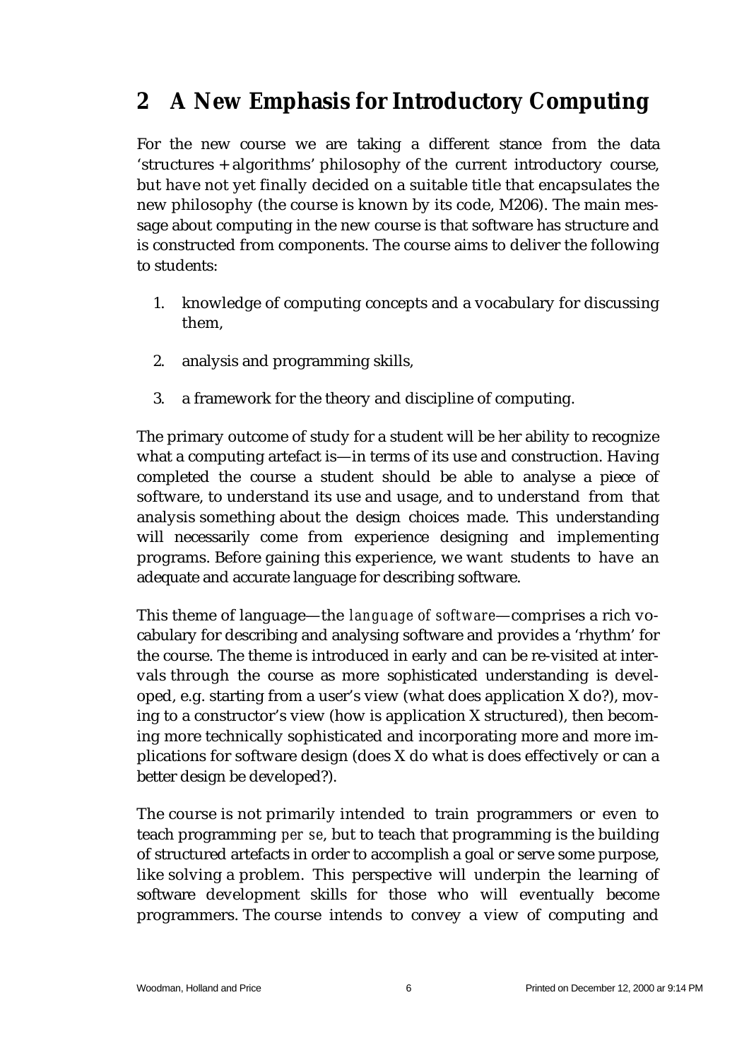## 2 A New Emphasis for Introductory Computing

For the new course we are taking a different stance from the data 'structures + algorithms' philosophy of the current introductory course, but have not yet finally decided on a suitable title that encapsulates the new philosophy (the course is known by its code, M206). The main message about computing in the new course is that software has structure and is constructed from components. The course aims to deliver the following to students:

1. knowledge of computing concepts and a vocabulary for discussing them,
2. analysis and programming skills,
3. a framework for the theory and discipline of computing.

The primary outcome of study for a student will be her ability to recognize what a computing artefact is—in terms of its use and construction. Having completed the course a student should be able to analyse a piece of software, to understand its use and usage, and to understand from that analysis something about the design choices made. This understanding will necessarily come from experience designing and implementing programs. Before gaining this experience, we want students to have an adequate and accurate language for describing software.

This theme of language—the *language of software*—comprises a rich vocabulary for describing and analysing software and provides a 'rhythm' for the course. The theme is introduced in early and can be re-visited at intervals through the course as more sophisticated understanding is developed, e.g. starting from a user's view (what does application X do?), moving to a constructor's view (how is application X structured), then becoming more technically sophisticated and incorporating more and more implications for software design (does X do what is does effectively or can a better design be developed?).

The course is not primarily intended to train programmers or even to teach programming *per se*, but to teach that programming is the building of structured artefacts in order to accomplish a goal or serve some purpose, like solving a problem. This perspective will underpin the learning of software development skills for those who will eventually become programmers. The course intends to convey a view of computing and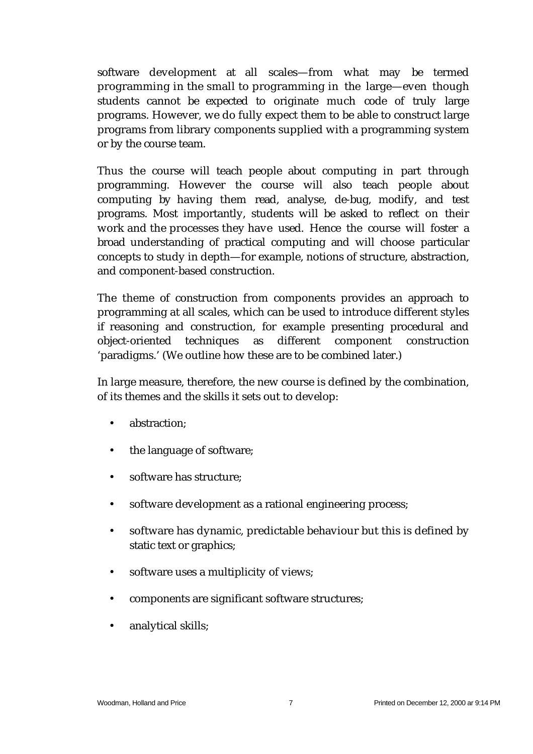software development at all scales—from what may be termed programming in the small to programming in the large—even though students cannot be expected to originate much code of truly large programs. However, we do fully expect them to be able to construct large programs from library components supplied with a programming system or by the course team.

Thus the course will teach people about computing in part through programming. However the course will also teach people about computing by having them read, analyse, de-bug, modify, and test programs. Most importantly, students will be asked to reflect on their work and the processes they have used. Hence the course will foster a broad understanding of practical computing and will choose particular concepts to study in depth—for example, notions of structure, abstraction, and component-based construction.

The theme of construction from components provides an approach to programming at all scales, which can be used to introduce different styles if reasoning and construction, for example presenting procedural and object-oriented techniques as different component construction 'paradigms.' (We outline how these are to be combined later.)

In large measure, therefore, the new course is defined by the combination, of its themes and the skills it sets out to develop:

- abstraction;
- the language of software;
- software has structure;
- software development as a rational engineering process;
- software has dynamic, predictable behaviour but this is defined by static text or graphics;
- software uses a multiplicity of views;
- components are significant software structures;
- analytical skills;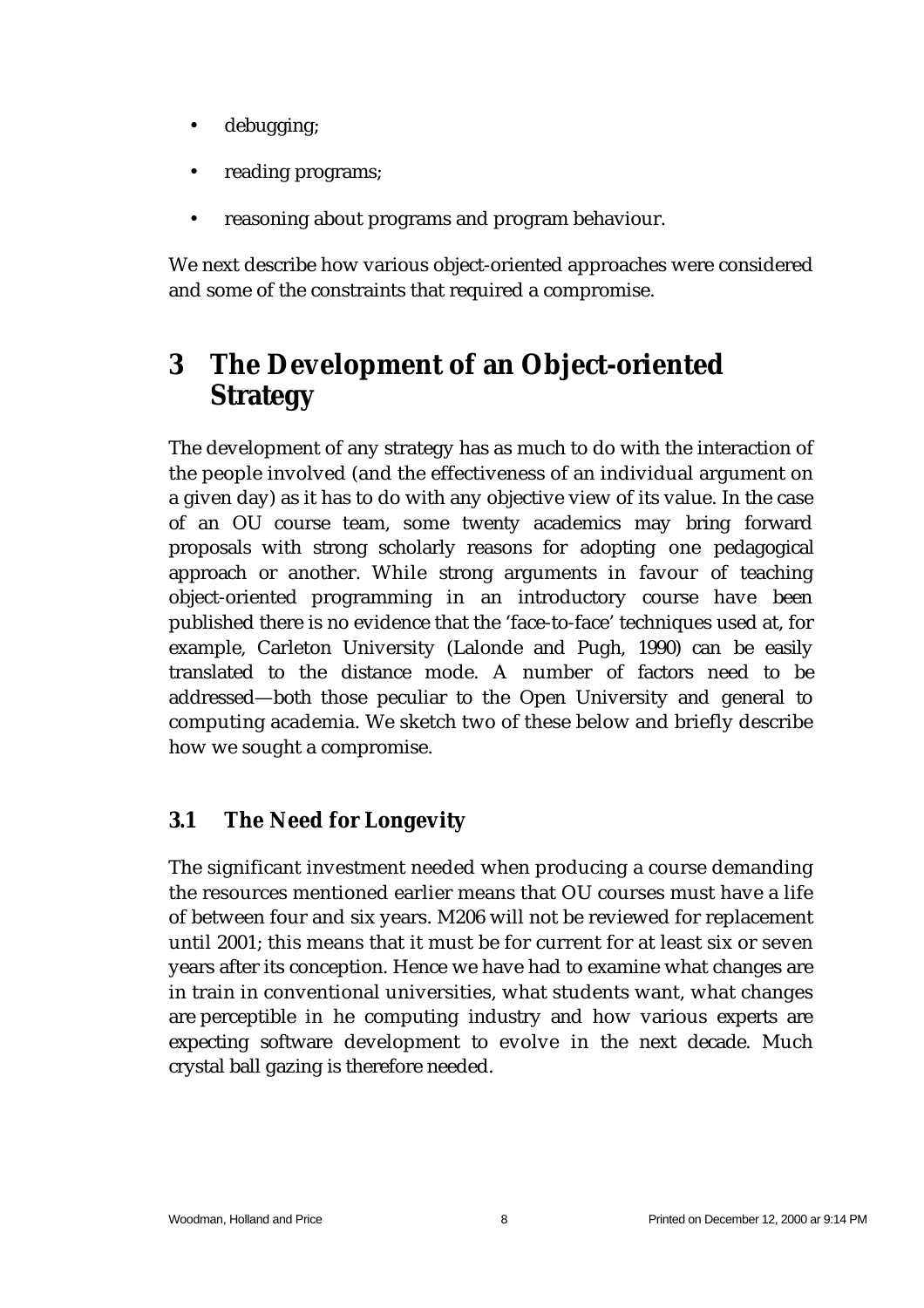- debugging;
- reading programs;
- reasoning about programs and program behaviour.

We next describe how various object-oriented approaches were considered and some of the constraints that required a compromise.

# 3 The Development of an Object-oriented Strategy

The development of any strategy has as much to do with the interaction of the people involved (and the effectiveness of an individual argument on a given day) as it has to do with any objective view of its value. In the case of an OU course team, some twenty academics may bring forward proposals with strong scholarly reasons for adopting one pedagogical approach or another. While strong arguments in favour of teaching object-oriented programming in an introductory course have been published there is no evidence that the 'face-to-face' techniques used at, for example, Carleton University (Lalonde and Pugh, 1990) can be easily translated to the distance mode. A number of factors need to be addressed—both those peculiar to the Open University and general to computing academia. We sketch two of these below and briefly describe how we sought a compromise.

## 3.1 The Need for Longevity

The significant investment needed when producing a course demanding the resources mentioned earlier means that OU courses must have a life of between four and six years. M206 will not be reviewed for replacement until 2001; this means that it must be for current for at least six or seven years after its conception. Hence we have had to examine what changes are in train in conventional universities, what students want, what changes are perceptible in he computing industry and how various experts are expecting software development to evolve in the next decade. Much crystal ball gazing is therefore needed.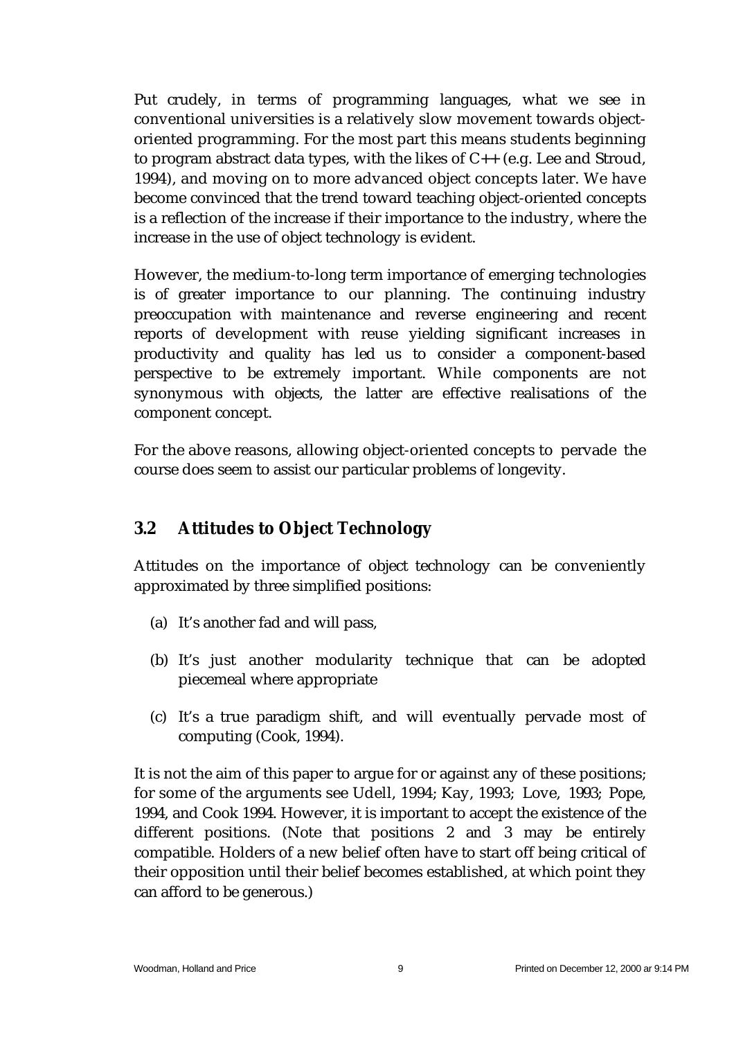Put crudely, in terms of programming languages, what we see in conventional universities is a relatively slow movement towards object-oriented programming. For the most part this means students beginning to program abstract data types, with the likes of C++ (e.g. Lee and Stroud, 1994), and moving on to more advanced object concepts later. We have become convinced that the trend toward teaching object-oriented concepts is a reflection of the increase if their importance to the industry, where the increase in the use of object technology is evident.

However, the medium-to-long term importance of emerging technologies is of greater importance to our planning. The continuing industry preoccupation with maintenance and reverse engineering and recent reports of development with reuse yielding significant increases in productivity and quality has led us to consider a component-based perspective to be extremely important. While components are not synonymous with objects, the latter are effective realisations of the component concept.

For the above reasons, allowing object-oriented concepts to pervade the course does seem to assist our particular problems of longevity.

## 3.2 Attitudes to Object Technology

Attitudes on the importance of object technology can be conveniently approximated by three simplified positions:

(a) It's another fad and will pass,

(b) It's just another modularity technique that can be adopted piecemeal where appropriate

(c) It's a true paradigm shift, and will eventually pervade most of computing (Cook, 1994).

It is not the aim of this paper to argue for or against any of these positions; for some of the arguments see Udell, 1994; Kay, 1993; Love, 1993; Pope, 1994, and Cook 1994. However, it is important to accept the existence of the different positions. (Note that positions 2 and 3 may be entirely compatible. Holders of a new belief often have to start off being critical of their opposition until their belief becomes established, at which point they can afford to be generous.)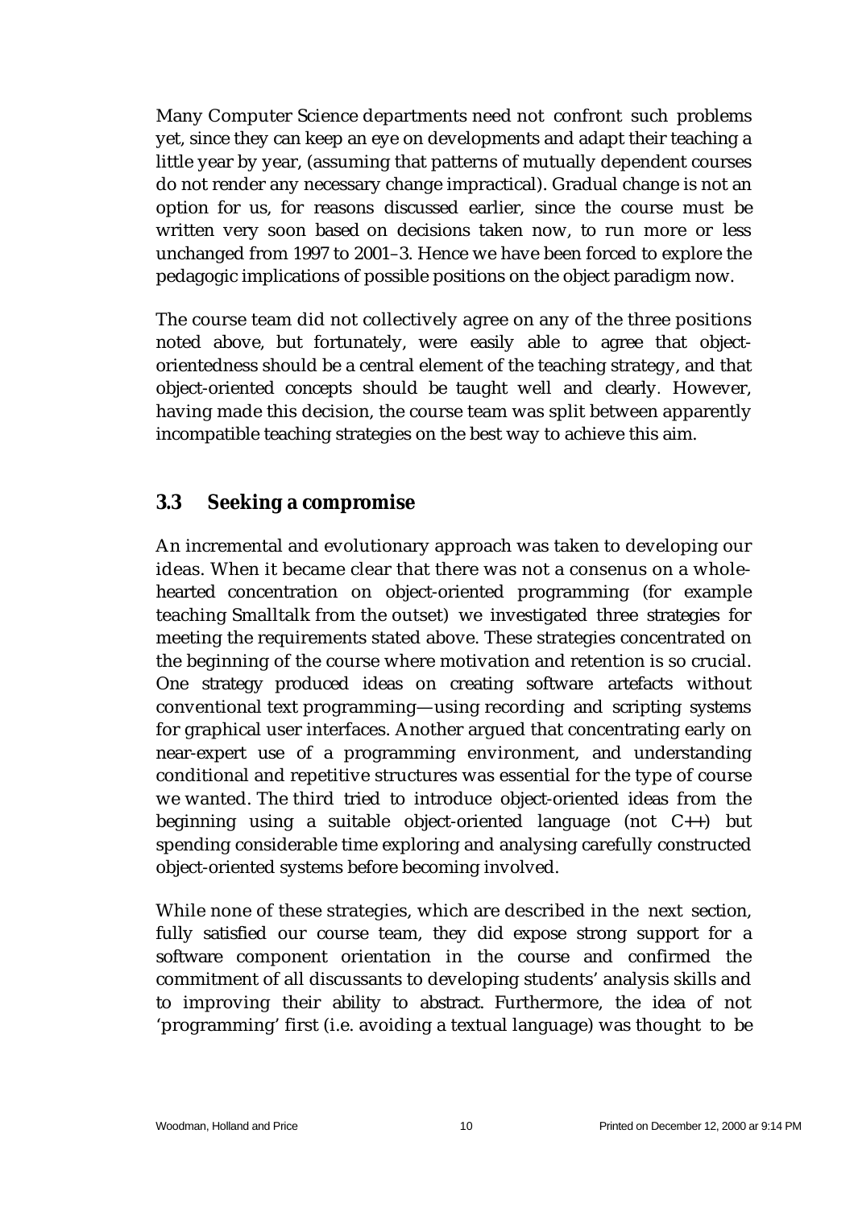Many Computer Science departments need not confront such problems yet, since they can keep an eye on developments and adapt their teaching a little year by year, (assuming that patterns of mutually dependent courses do not render any necessary change impractical). Gradual change is not an option for us, for reasons discussed earlier, since the course must be written very soon based on decisions taken now, to run more or less unchanged from 1997 to 2001–3. Hence we have been forced to explore the pedagogic implications of possible positions on the object paradigm now.

The course team did not collectively agree on any of the three positions noted above, but fortunately, were easily able to agree that object-orientedness should be a central element of the teaching strategy, and that object-oriented concepts should be taught well and clearly. However, having made this decision, the course team was split between apparently incompatible teaching strategies on the best way to achieve this aim.

### 3.3 Seeking a compromise

An incremental and evolutionary approach was taken to developing our ideas. When it became clear that there was not a consenus on a whole-hearted concentration on object-oriented programming (for example teaching Smalltalk from the outset) we investigated three strategies for meeting the requirements stated above. These strategies concentrated on the beginning of the course where motivation and retention is so crucial. One strategy produced ideas on creating software artefacts without conventional text programming—using recording and scripting systems for graphical user interfaces. Another argued that concentrating early on near-expert use of a programming environment, and understanding conditional and repetitive structures was essential for the type of course we wanted. The third tried to introduce object-oriented ideas from the beginning using a suitable object-oriented language (not C++) but spending considerable time exploring and analysing carefully constructed object-oriented systems before becoming involved.

While none of these strategies, which are described in the next section, fully satisfied our course team, they did expose strong support for a software component orientation in the course and confirmed the commitment of all discussants to developing students' analysis skills and to improving their ability to abstract. Furthermore, the idea of not 'programming' first (i.e. avoiding a textual language) was thought to be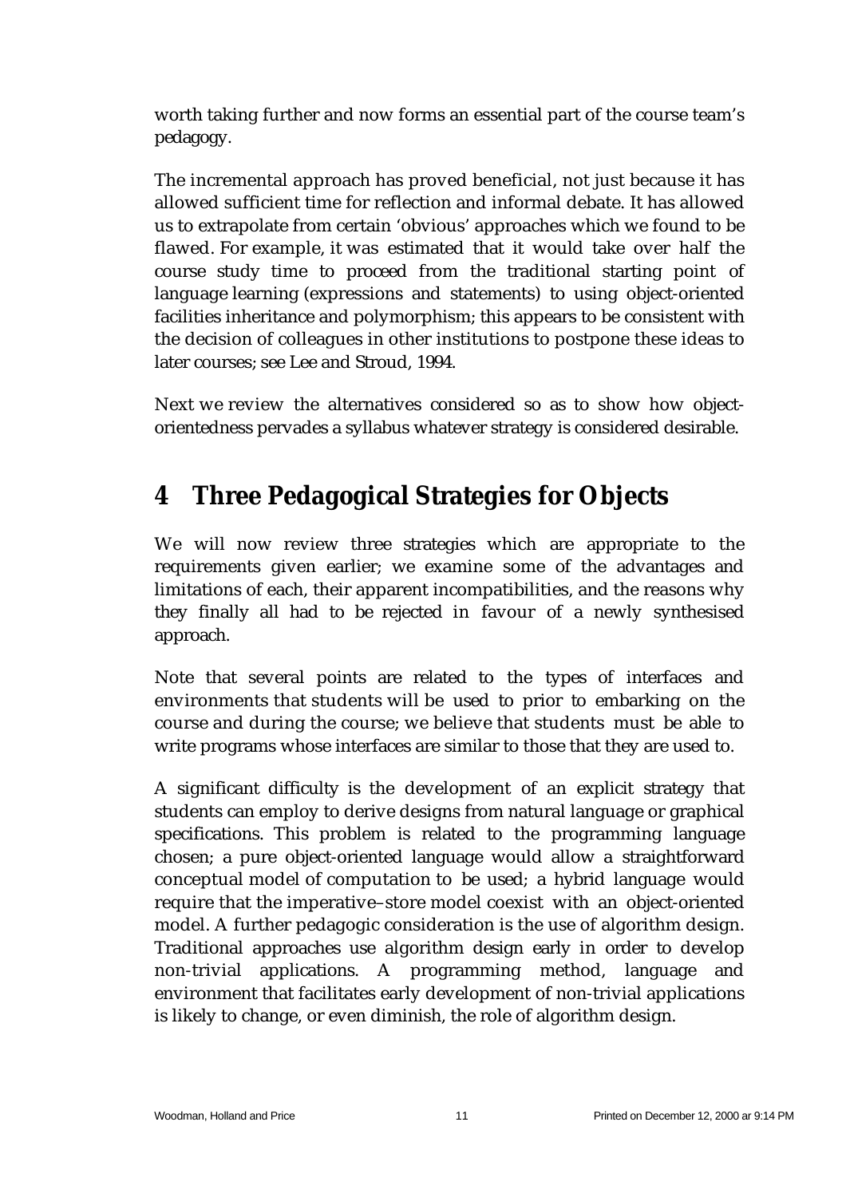worth taking further and now forms an essential part of the course team's pedagogy.

The incremental approach has proved beneficial, not just because it has allowed sufficient time for reflection and informal debate. It has allowed us to extrapolate from certain 'obvious' approaches which we found to be flawed. For example, it was estimated that it would take over half the course study time to proceed from the traditional starting point of language learning (expressions and statements) to using object-oriented facilities inheritance and polymorphism; this appears to be consistent with the decision of colleagues in other institutions to postpone these ideas to later courses; see Lee and Stroud, 1994.

Next we review the alternatives considered so as to show how object-orientedness pervades a syllabus whatever strategy is considered desirable.

# 4 Three Pedagogical Strategies for Objects

We will now review three strategies which are appropriate to the requirements given earlier; we examine some of the advantages and limitations of each, their apparent incompatibilities, and the reasons why they finally all had to be rejected in favour of a newly synthesised approach.

Note that several points are related to the types of interfaces and environments that students will be used to prior to embarking on the course and during the course; we believe that students must be able to write programs whose interfaces are similar to those that they are used to.

A significant difficulty is the development of an explicit strategy that students can employ to derive designs from natural language or graphical specifications. This problem is related to the programming language chosen; a pure object-oriented language would allow a straightforward conceptual model of computation to be used; a hybrid language would require that the imperative–store model coexist with an object-oriented model. A further pedagogic consideration is the use of algorithm design. Traditional approaches use algorithm design early in order to develop non-trivial applications. A programming method, language and environment that facilitates early development of non-trivial applications is likely to change, or even diminish, the role of algorithm design.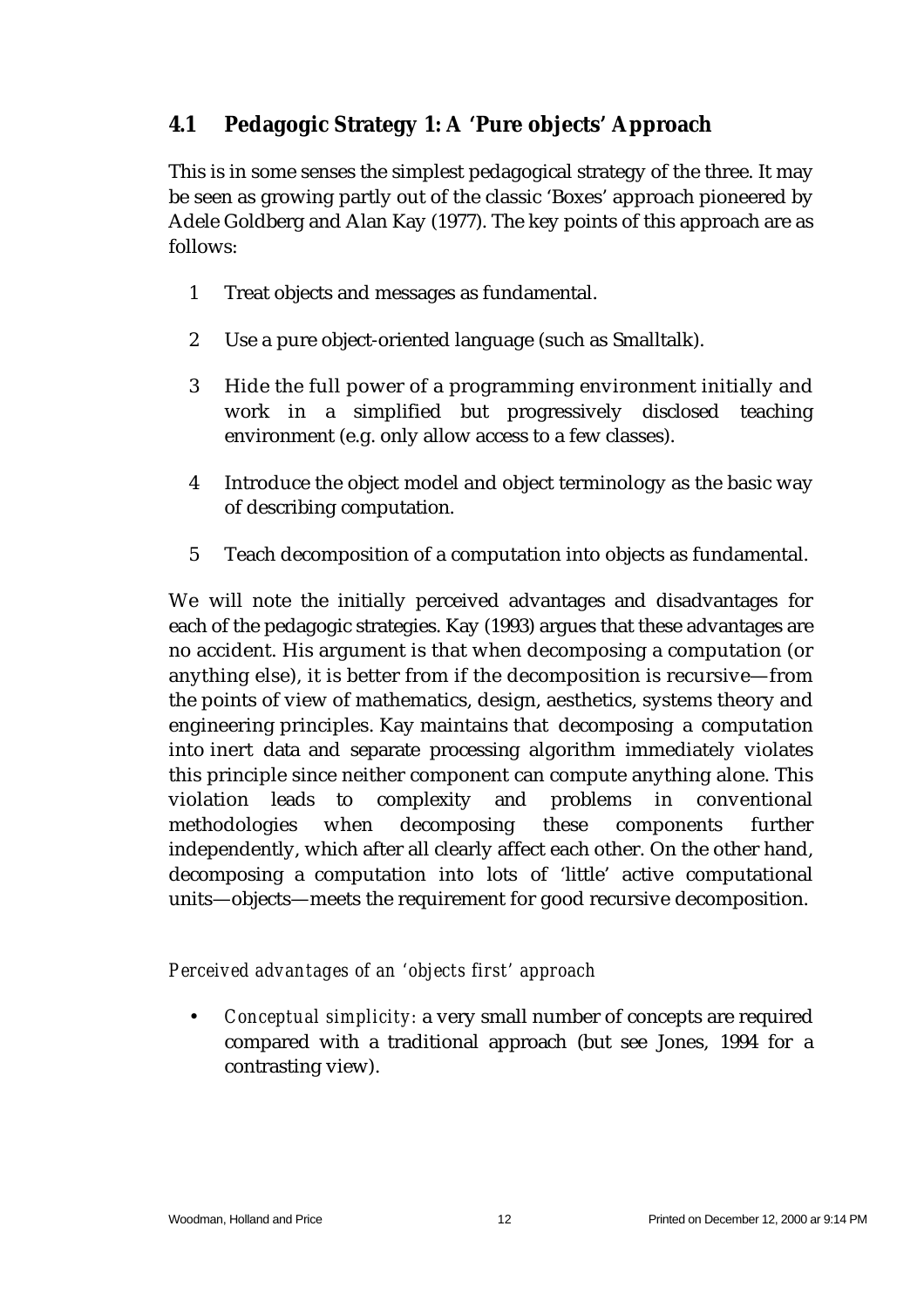## 4.1 Pedagogic Strategy 1: A 'Pure objects' Approach

This is in some senses the simplest pedagogical strategy of the three. It may be seen as growing partly out of the classic 'Boxes' approach pioneered by Adele Goldberg and Alan Kay (1977). The key points of this approach are as follows:

1. Treat objects and messages as fundamental.
2. Use a pure object-oriented language (such as Smalltalk).
3. Hide the full power of a programming environment initially and work in a simplified but progressively disclosed teaching environment (e.g. only allow access to a few classes).
4. Introduce the object model and object terminology as the basic way of describing computation.
5. Teach decomposition of a computation into objects as fundamental.

We will note the initially perceived advantages and disadvantages for each of the pedagogic strategies. Kay (1993) argues that these advantages are no accident. His argument is that when decomposing a computation (or anything else), it is better from if the decomposition is recursive—from the points of view of mathematics, design, aesthetics, systems theory and engineering principles. Kay maintains that decomposing a computation into inert data and separate processing algorithm immediately violates this principle since neither component can compute anything alone. This violation leads to complexity and problems in conventional methodologies when decomposing these components further independently, which after all clearly affect each other. On the other hand, decomposing a computation into lots of 'little' active computational units—objects—meets the requirement for good recursive decomposition.

*Perceived advantages of an 'objects first' approach*

- *Conceptual simplicity*: a very small number of concepts are required compared with a traditional approach (but see Jones, 1994 for a contrasting view).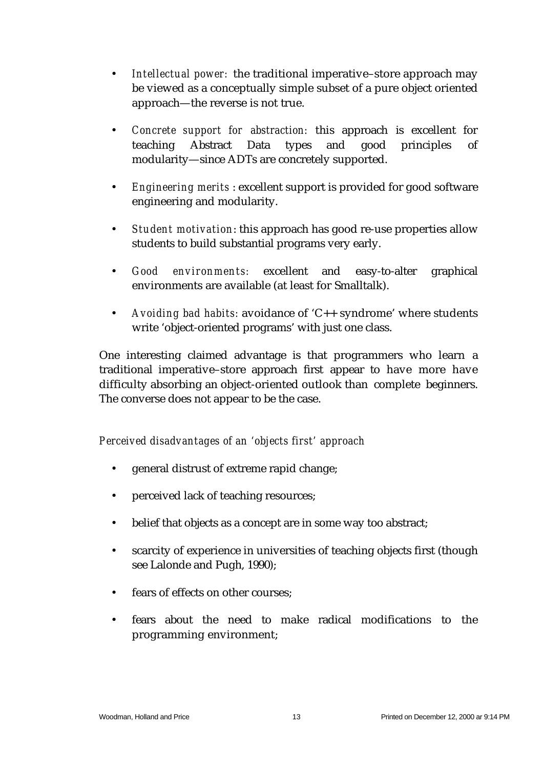- *Intellectual power:* the traditional imperative–store approach may be viewed as a conceptually simple subset of a pure object oriented approach—the reverse is not true.

- *Concrete support for abstraction:* this approach is excellent for teaching Abstract Data types and good principles of modularity—since ADTs are concretely supported.

- *Engineering merits* : excellent support is provided for good software engineering and modularity.

- *Student motivation*: this approach has good re-use properties allow students to build substantial programs very early.

- *Good environments:* excellent and easy-to-alter graphical environments are available (at least for Smalltalk).

- *Avoiding bad habits:* avoidance of 'C++ syndrome' where students write 'object-oriented programs' with just one class.

One interesting claimed advantage is that programmers who learn a traditional imperative–store approach first appear to have more have difficulty absorbing an object-oriented outlook than complete beginners. The converse does not appear to be the case.

*Perceived disadvantages of an 'objects first' approach*

- general distrust of extreme rapid change;

- perceived lack of teaching resources;

- belief that objects as a concept are in some way too abstract;

- scarcity of experience in universities of teaching objects first (though see Lalonde and Pugh, 1990);

- fears of effects on other courses;

- fears about the need to make radical modifications to the programming environment;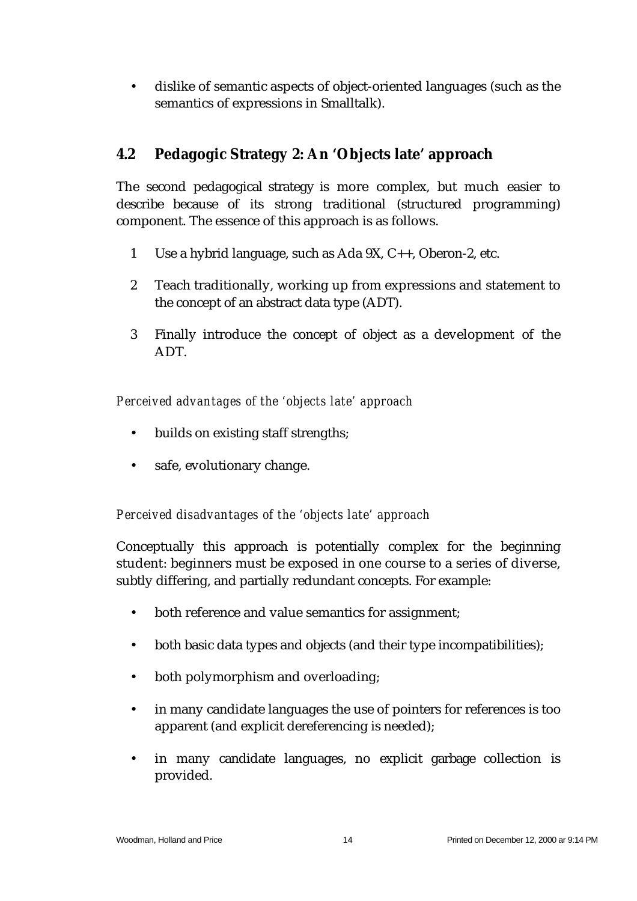- dislike of semantic aspects of object-oriented languages (such as the semantics of expressions in Smalltalk).

## 4.2 Pedagogic Strategy 2: An 'Objects late' approach

The second pedagogical strategy is more complex, but much easier to describe because of its strong traditional (structured programming) component. The essence of this approach is as follows.

1. Use a hybrid language, such as Ada 9X, C++, Oberon-2, etc.
2. Teach traditionally, working up from expressions and statement to the concept of an abstract data type (ADT).
3. Finally introduce the concept of object as a development of the ADT.

*Perceived advantages of the 'objects late' approach*

- builds on existing staff strengths;
- safe, evolutionary change.

*Perceived disadvantages of the 'objects late' approach*

Conceptually this approach is potentially complex for the beginning student: beginners must be exposed in one course to a series of diverse, subtly differing, and partially redundant concepts. For example:

- both reference and value semantics for assignment;
- both basic data types and objects (and their type incompatibilities);
- both polymorphism and overloading;
- in many candidate languages the use of pointers for references is too apparent (and explicit dereferencing is needed);
- in many candidate languages, no explicit garbage collection is provided.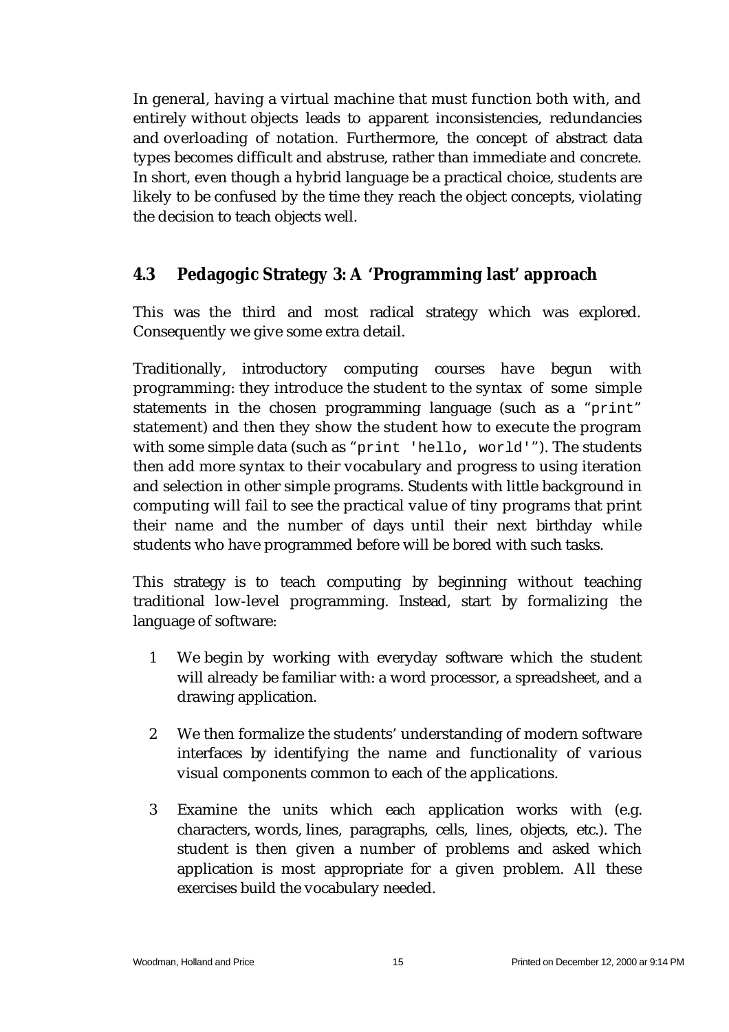In general, having a virtual machine that must function both with, and entirely without objects leads to apparent inconsistencies, redundancies and overloading of notation. Furthermore, the concept of abstract data types becomes difficult and abstruse, rather than immediate and concrete. In short, even though a hybrid language be a practical choice, students are likely to be confused by the time they reach the object concepts, violating the decision to teach objects well.

## 4.3 Pedagogic Strategy 3: A 'Programming last' approach

This was the third and most radical strategy which was explored. Consequently we give some extra detail.

Traditionally, introductory computing courses have begun with programming: they introduce the student to the syntax of some simple statements in the chosen programming language (such as a "`print`" statement) and then they show the student how to execute the program with some simple data (such as "`print 'hello, world'`"). The students then add more syntax to their vocabulary and progress to using iteration and selection in other simple programs. Students with little background in computing will fail to see the practical value of tiny programs that print their name and the number of days until their next birthday while students who have programmed before will be bored with such tasks.

This strategy is to teach computing by beginning without teaching traditional low-level programming. Instead, start by formalizing the language of software:

1 We begin by working with everyday software which the student will already be familiar with: a word processor, a spreadsheet, and a drawing application.

2 We then formalize the students' understanding of modern software interfaces by identifying the name and functionality of various visual components common to each of the applications.

3 Examine the units which each application works with (e.g. characters, words, lines, paragraphs, cells, lines, objects, etc.). The student is then given a number of problems and asked which application is most appropriate for a given problem. All these exercises build the vocabulary needed.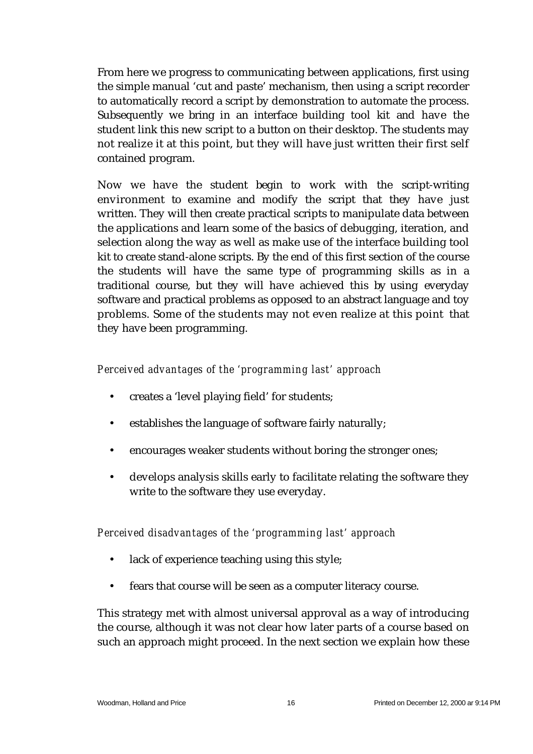From here we progress to communicating between applications, first using the simple manual 'cut and paste' mechanism, then using a script recorder to automatically record a script by demonstration to automate the process. Subsequently we bring in an interface building tool kit and have the student link this new script to a button on their desktop. The students may not realize it at this point, but they will have just written their first self contained program.

Now we have the student begin to work with the script-writing environment to examine and modify the script that they have just written. They will then create practical scripts to manipulate data between the applications and learn some of the basics of debugging, iteration, and selection along the way as well as make use of the interface building tool kit to create stand-alone scripts. By the end of this first section of the course the students will have the same type of programming skills as in a traditional course, but they will have achieved this by using everyday software and practical problems as opposed to an abstract language and toy problems. Some of the students may not even realize at this point that they have been programming.

*Perceived advantages of the 'programming last' approach*

- creates a 'level playing field' for students;
- establishes the language of software fairly naturally;
- encourages weaker students without boring the stronger ones;
- develops analysis skills early to facilitate relating the software they write to the software they use everyday.

*Perceived disadvantages of the 'programming last' approach*

- lack of experience teaching using this style;
- fears that course will be seen as a computer literacy course.

This strategy met with almost universal approval as a way of introducing the course, although it was not clear how later parts of a course based on such an approach might proceed. In the next section we explain how these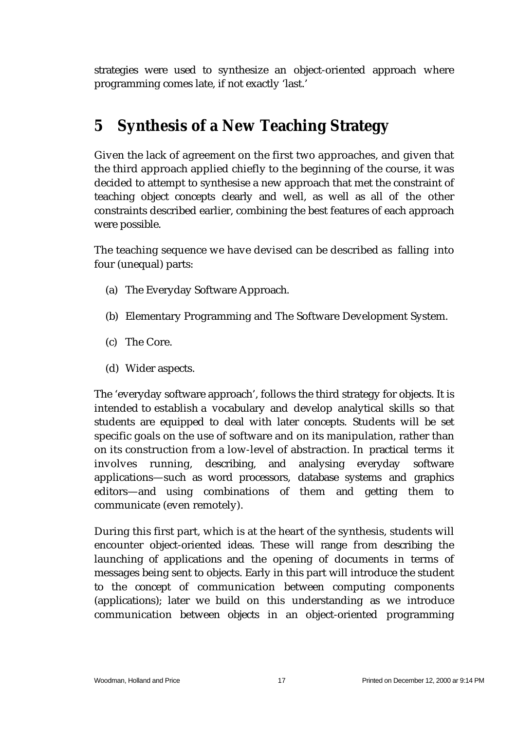strategies were used to synthesize an object-oriented approach where programming comes late, if not exactly 'last.'

# 5 Synthesis of a New Teaching Strategy

Given the lack of agreement on the first two approaches, and given that the third approach applied chiefly to the beginning of the course, it was decided to attempt to synthesise a new approach that met the constraint of teaching object concepts clearly and well, as well as all of the other constraints described earlier, combining the best features of each approach were possible.

The teaching sequence we have devised can be described as falling into four (unequal) parts:

(a) The Everyday Software Approach.

(b) Elementary Programming and The Software Development System.

(c) The Core.

(d) Wider aspects.

The 'everyday software approach', follows the third strategy for objects. It is intended to establish a vocabulary and develop analytical skills so that students are equipped to deal with later concepts. Students will be set specific goals on the use of software and on its manipulation, rather than on its construction from a low-level of abstraction. In practical terms it involves running, describing, and analysing everyday software applications—such as word processors, database systems and graphics editors—and using combinations of them and getting them to communicate (even remotely).

During this first part, which is at the heart of the synthesis, students will encounter object-oriented ideas. These will range from describing the launching of applications and the opening of documents in terms of messages being sent to objects. Early in this part will introduce the student to the concept of communication between computing components (applications); later we build on this understanding as we introduce communication between objects in an object-oriented programming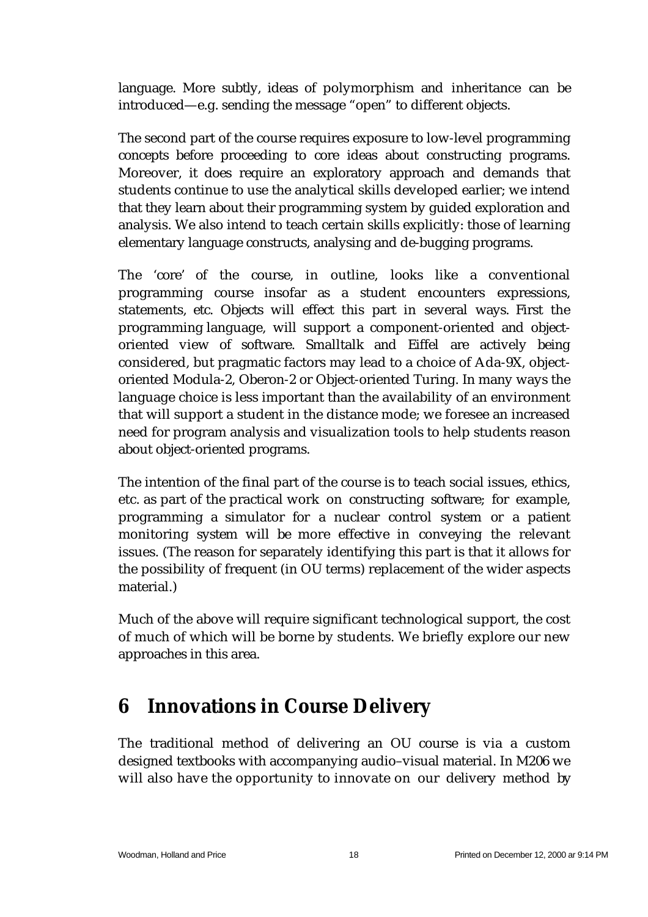language. More subtly, ideas of polymorphism and inheritance can be introduced—e.g. sending the message "open" to different objects.

The second part of the course requires exposure to low-level programming concepts before proceeding to core ideas about constructing programs. Moreover, it does require an exploratory approach and demands that students continue to use the analytical skills developed earlier; we intend that they learn about their programming system by guided exploration and analysis. We also intend to teach certain skills explicitly: those of learning elementary language constructs, analysing and de-bugging programs.

The 'core' of the course, in outline, looks like a conventional programming course insofar as a student encounters expressions, statements, etc. Objects will effect this part in several ways. First the programming language, will support a component-oriented and object-oriented view of software. Smalltalk and Eiffel are actively being considered, but pragmatic factors may lead to a choice of Ada-9X, object-oriented Modula-2, Oberon-2 or Object-oriented Turing. In many ways the language choice is less important than the availability of an environment that will support a student in the distance mode; we foresee an increased need for program analysis and visualization tools to help students reason about object-oriented programs.

The intention of the final part of the course is to teach social issues, ethics, etc. as part of the practical work on constructing software; for example, programming a simulator for a nuclear control system or a patient monitoring system will be more effective in conveying the relevant issues. (The reason for separately identifying this part is that it allows for the possibility of frequent (in OU terms) replacement of the wider aspects material.)

Much of the above will require significant technological support, the cost of much of which will be borne by students. We briefly explore our new approaches in this area.

# 6 Innovations in Course Delivery

The traditional method of delivering an OU course is via a custom designed textbooks with accompanying audio–visual material. In M206 we will also have the opportunity to innovate on our delivery method by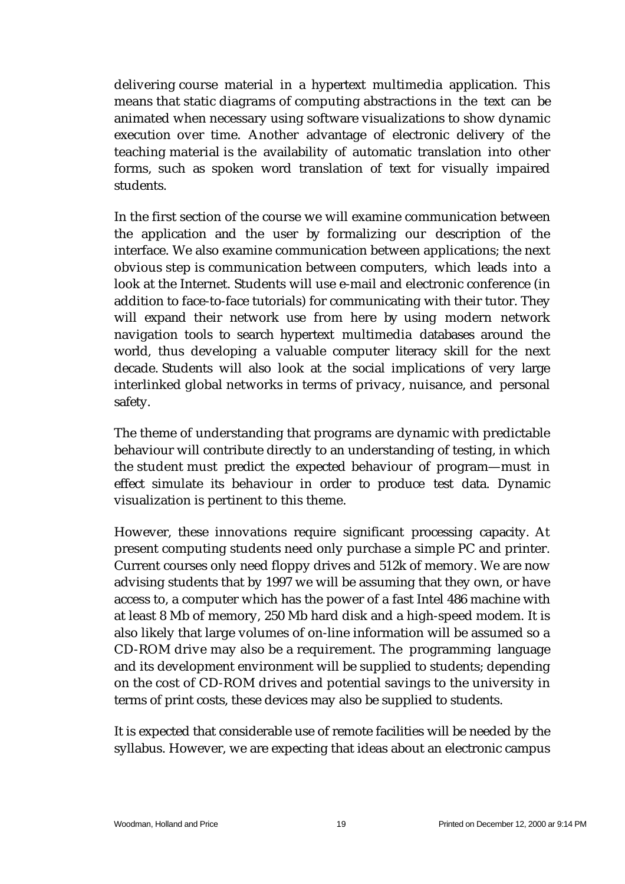delivering course material in a hypertext multimedia application. This means that static diagrams of computing abstractions in the text can be animated when necessary using software visualizations to show dynamic execution over time. Another advantage of electronic delivery of the teaching material is the availability of automatic translation into other forms, such as spoken word translation of text for visually impaired students.

In the first section of the course we will examine communication between the application and the user by formalizing our description of the interface. We also examine communication between applications; the next obvious step is communication between computers, which leads into a look at the Internet. Students will use e-mail and electronic conference (in addition to face-to-face tutorials) for communicating with their tutor. They will expand their network use from here by using modern network navigation tools to search hypertext multimedia databases around the world, thus developing a valuable computer literacy skill for the next decade. Students will also look at the social implications of very large interlinked global networks in terms of privacy, nuisance, and personal safety.

The theme of understanding that programs are dynamic with predictable behaviour will contribute directly to an understanding of testing, in which the student must predict the expected behaviour of program—must in effect simulate its behaviour in order to produce test data. Dynamic visualization is pertinent to this theme.

However, these innovations require significant processing capacity. At present computing students need only purchase a simple PC and printer. Current courses only need floppy drives and 512k of memory. We are now advising students that by 1997 we will be assuming that they own, or have access to, a computer which has the power of a fast Intel 486 machine with at least 8 Mb of memory, 250 Mb hard disk and a high-speed modem. It is also likely that large volumes of on-line information will be assumed so a CD-ROM drive may also be a requirement. The programming language and its development environment will be supplied to students; depending on the cost of CD-ROM drives and potential savings to the university in terms of print costs, these devices may also be supplied to students.

It is expected that considerable use of remote facilities will be needed by the syllabus. However, we are expecting that ideas about an electronic campus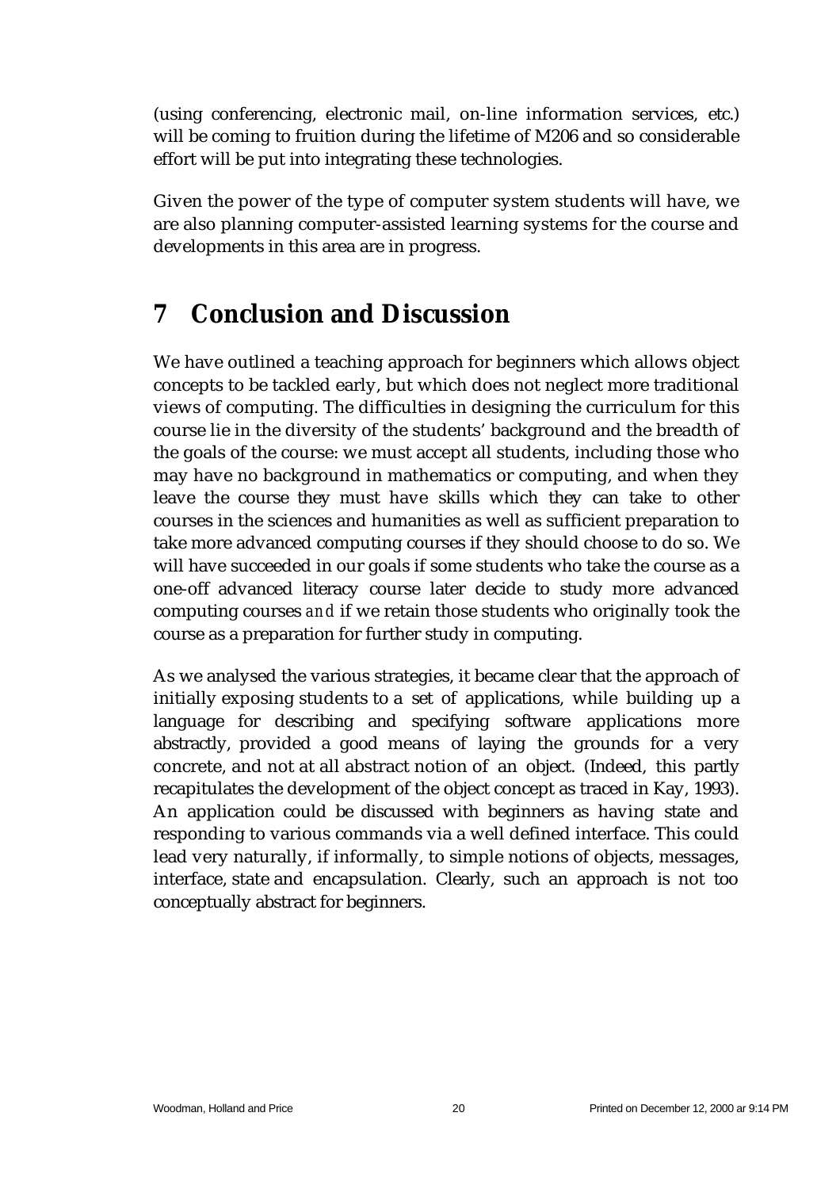(using conferencing, electronic mail, on-line information services, etc.) will be coming to fruition during the lifetime of M206 and so considerable effort will be put into integrating these technologies.

Given the power of the type of computer system students will have, we are also planning computer-assisted learning systems for the course and developments in this area are in progress.

# 7 Conclusion and Discussion

We have outlined a teaching approach for beginners which allows object concepts to be tackled early, but which does not neglect more traditional views of computing. The difficulties in designing the curriculum for this course lie in the diversity of the students' background and the breadth of the goals of the course: we must accept all students, including those who may have no background in mathematics or computing, and when they leave the course they must have skills which they can take to other courses in the sciences and humanities as well as sufficient preparation to take more advanced computing courses if they should choose to do so. We will have succeeded in our goals if some students who take the course as a one-off advanced literacy course later decide to study more advanced computing courses *and* if we retain those students who originally took the course as a preparation for further study in computing.

As we analysed the various strategies, it became clear that the approach of initially exposing students to a set of applications, while building up a language for describing and specifying software applications more abstractly, provided a good means of laying the grounds for a very concrete, and not at all abstract notion of an object. (Indeed, this partly recapitulates the development of the object concept as traced in Kay, 1993). An application could be discussed with beginners as having state and responding to various commands via a well defined interface. This could lead very naturally, if informally, to simple notions of objects, messages, interface, state and encapsulation. Clearly, such an approach is not too conceptually abstract for beginners.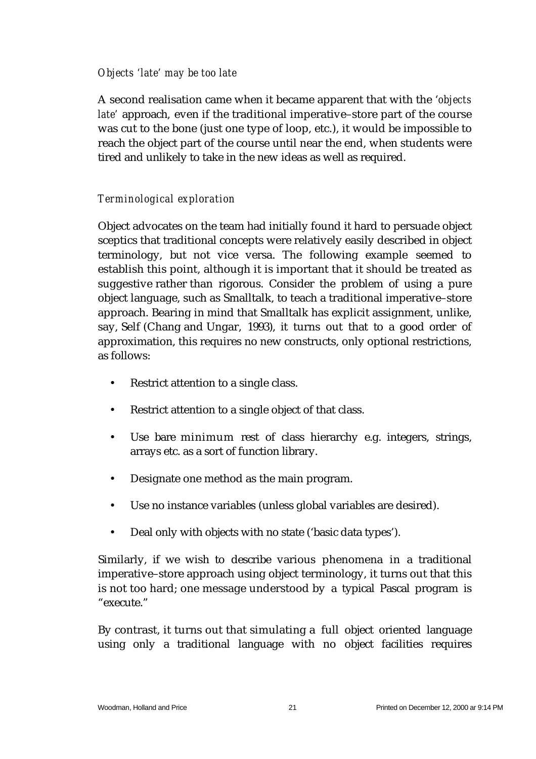### *Objects 'late' may be too late*

A second realisation came when it became apparent that with the '*objects late*' approach, even if the traditional imperative–store part of the course was cut to the bone (just one type of loop, etc.), it would be impossible to reach the object part of the course until near the end, when students were tired and unlikely to take in the new ideas as well as required.

### *Terminological exploration*

Object advocates on the team had initially found it hard to persuade object sceptics that traditional concepts were relatively easily described in object terminology, but not vice versa. The following example seemed to establish this point, although it is important that it should be treated as suggestive rather than rigorous. Consider the problem of using a pure object language, such as Smalltalk, to teach a traditional imperative–store approach. Bearing in mind that Smalltalk has explicit assignment, unlike, say, Self (Chang and Ungar, 1993), it turns out that to a good order of approximation, this requires no new constructs, only optional restrictions, as follows:

- Restrict attention to a single class.
- Restrict attention to a single object of that class.
- Use bare minimum rest of class hierarchy e.g. integers, strings, arrays etc. as a sort of function library.
- Designate one method as the main program.
- Use no instance variables (unless global variables are desired).
- Deal only with objects with no state ('basic data types').

Similarly, if we wish to describe various phenomena in a traditional imperative–store approach using object terminology, it turns out that this is not too hard; one message understood by a typical Pascal program is "execute."

By contrast, it turns out that simulating a full object oriented language using only a traditional language with no object facilities requires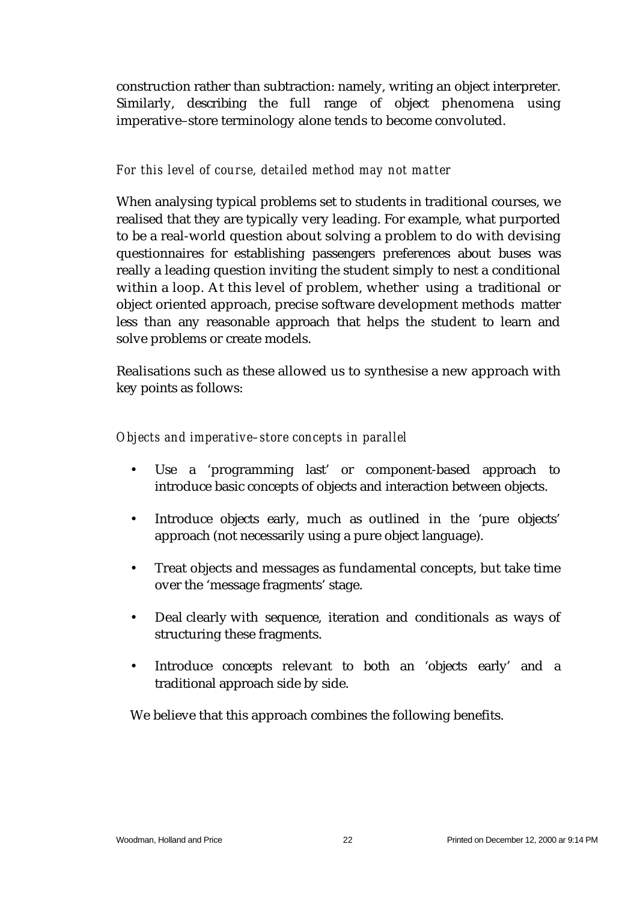construction rather than subtraction: namely, writing an object interpreter. Similarly, describing the full range of object phenomena using imperative–store terminology alone tends to become convoluted.

*For this level of course, detailed method may not matter*

When analysing typical problems set to students in traditional courses, we realised that they are typically very leading. For example, what purported to be a real-world question about solving a problem to do with devising questionnaires for establishing passengers preferences about buses was really a leading question inviting the student simply to nest a conditional within a loop. At this level of problem, whether using a traditional or object oriented approach, precise software development methods matter less than any reasonable approach that helps the student to learn and solve problems or create models.

Realisations such as these allowed us to synthesise a new approach with key points as follows:

*Objects and imperative–store concepts in parallel*

- Use a 'programming last' or component-based approach to introduce basic concepts of objects and interaction between objects.
- Introduce objects early, much as outlined in the 'pure objects' approach (not necessarily using a pure object language).
- Treat objects and messages as fundamental concepts, but take time over the 'message fragments' stage.
- Deal clearly with sequence, iteration and conditionals as ways of structuring these fragments.
- Introduce concepts relevant to both an 'objects early' and a traditional approach side by side.

We believe that this approach combines the following benefits.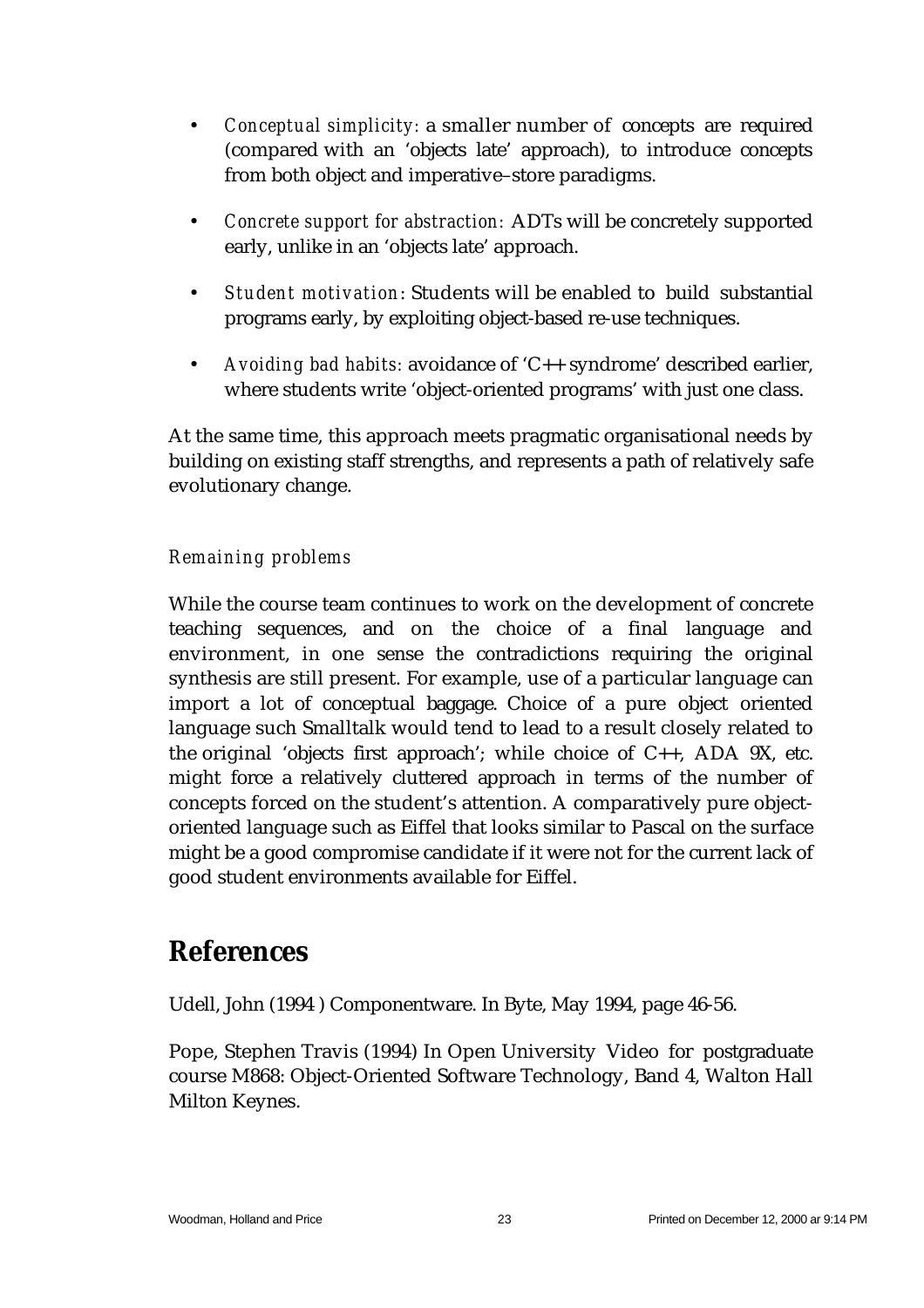- *Conceptual simplicity:* a smaller number of concepts are required (compared with an 'objects late' approach), to introduce concepts from both object and imperative–store paradigms.

- *Concrete support for abstraction:* ADTs will be concretely supported early, unlike in an 'objects late' approach.

- *Student motivation:* Students will be enabled to build substantial programs early, by exploiting object-based re-use techniques.

- *Avoiding bad habits:* avoidance of 'C++ syndrome' described earlier, where students write 'object-oriented programs' with just one class.

At the same time, this approach meets pragmatic organisational needs by building on existing staff strengths, and represents a path of relatively safe evolutionary change.

### *Remaining problems*

While the course team continues to work on the development of concrete teaching sequences, and on the choice of a final language and environment, in one sense the contradictions requiring the original synthesis are still present. For example, use of a particular language can import a lot of conceptual baggage. Choice of a pure object oriented language such Smalltalk would tend to lead to a result closely related to the original 'objects first approach'; while choice of C++, ADA 9X, etc. might force a relatively cluttered approach in terms of the number of concepts forced on the student's attention. A comparatively pure object-oriented language such as Eiffel that looks similar to Pascal on the surface might be a good compromise candidate if it were not for the current lack of good student environments available for Eiffel.

## References

Udell, John (1994 ) Componentware. In Byte, May 1994, page 46-56.

Pope, Stephen Travis (1994) In Open University Video for postgraduate course M868: Object-Oriented Software Technology, Band 4, Walton Hall Milton Keynes.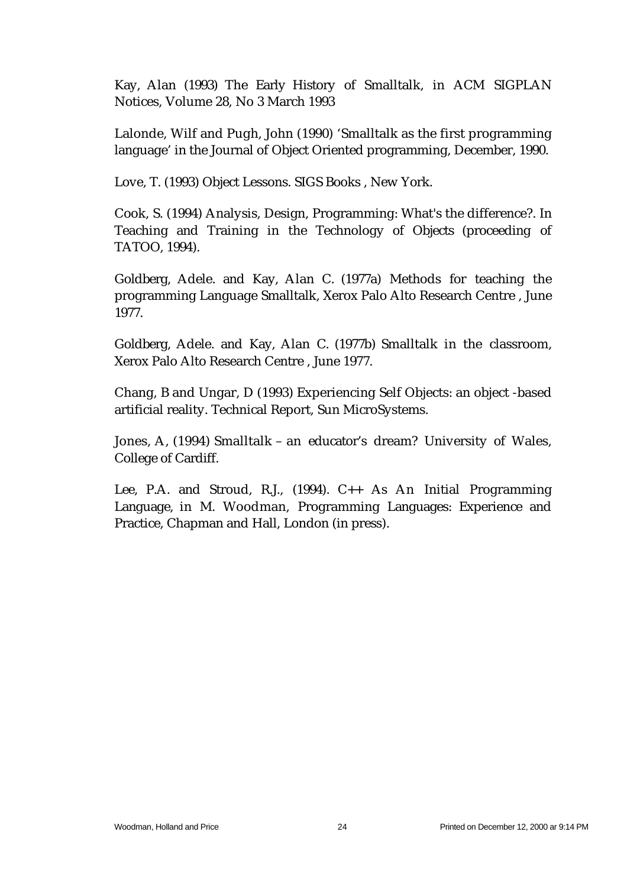Kay, Alan (1993) The Early History of Smalltalk, in ACM SIGPLAN Notices, Volume 28, No 3 March 1993

Lalonde, Wilf and Pugh, John (1990) 'Smalltalk as the first programming language' in the Journal of Object Oriented programming, December, 1990.

Love, T. (1993) Object Lessons. SIGS Books , New York.

Cook, S. (1994) Analysis, Design, Programming: What's the difference?. In Teaching and Training in the Technology of Objects (proceeding of TATOO, 1994).

Goldberg, Adele. and Kay, Alan C. (1977a) Methods for teaching the programming Language Smalltalk, Xerox Palo Alto Research Centre , June 1977.

Goldberg, Adele. and Kay, Alan C. (1977b) Smalltalk in the classroom, Xerox Palo Alto Research Centre , June 1977.

Chang, B and Ungar, D (1993) Experiencing Self Objects: an object -based artificial reality. Technical Report, Sun MicroSystems.

Jones, A, (1994) Smalltalk – an educator's dream? University of Wales, College of Cardiff.

Lee, P.A. and Stroud, R.J., (1994). C++ As An Initial Programming Language, in M. Woodman, Programming Languages: Experience and Practice, Chapman and Hall, London (in press).